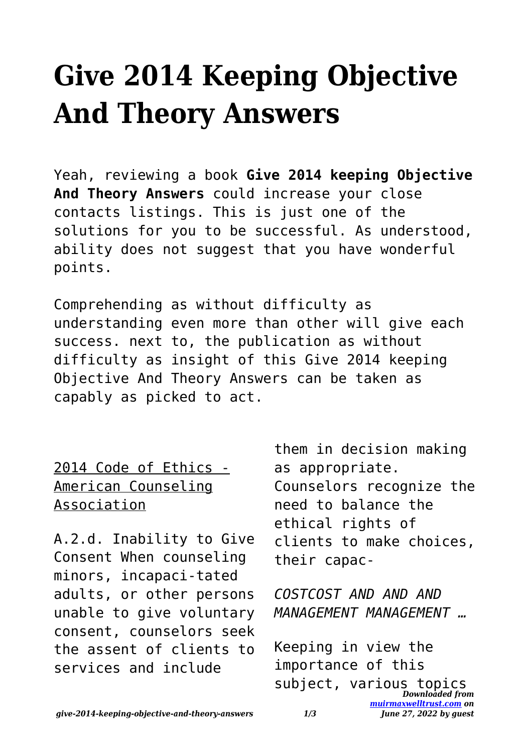# Give 2014 Keeping Objective And Theory Answers

Yeah, reviewing a book **Give 2014 keeping Objective And Theory Answers** could increase your close contacts listings. This is just one of the solutions for you to be successful. As understood, ability does not suggest that you have wonderful points.

Comprehending as without difficulty as understanding even more than other will give each success. next to, the publication as without difficulty as insight of this Give 2014 keeping Objective And Theory Answers can be taken as capably as picked to act.

## 2014 Code of Ethics - American Counseling Association

A.2.d. Inability to Give Consent When counseling minors, incapaci-tated adults, or other persons unable to give voluntary consent, counselors seek the assent of clients to services and include them in decision making as appropriate. Counselors recognize the need to balance the ethical rights of clients to make choices, their capac-

## *COSTCOST AND AND AND MANAGEMENT MANAGEMENT …*

Keeping in view the importance of this subject, various topics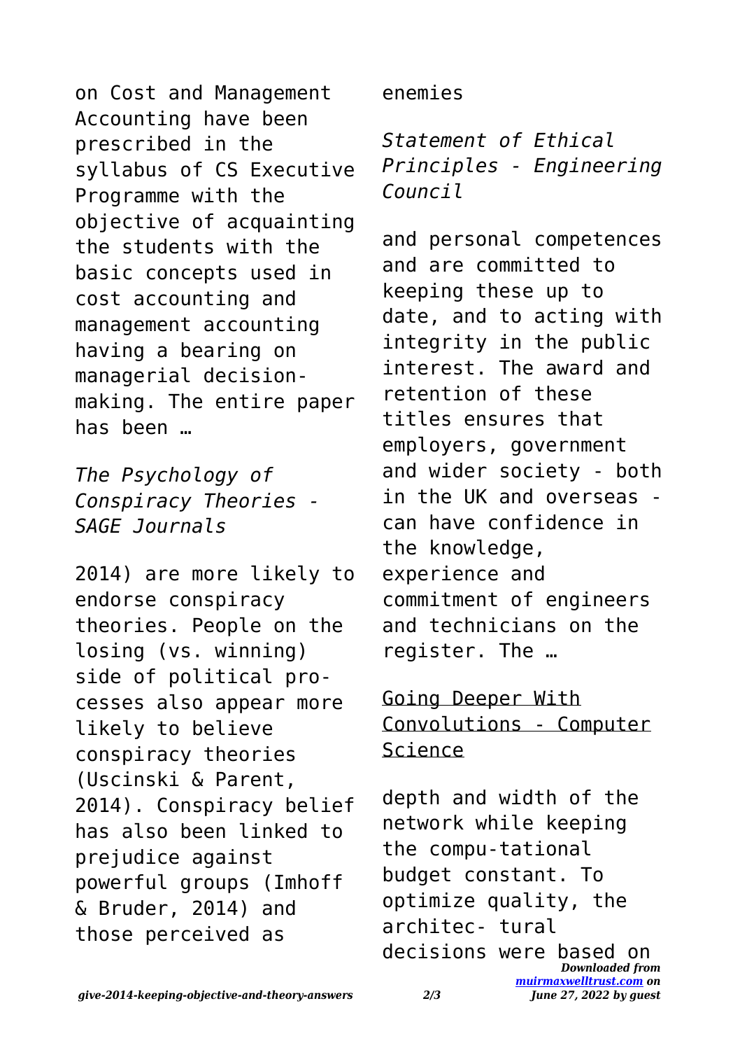on Cost and Management Accounting have been prescribed in the syllabus of CS Executive Programme with the objective of acquainting the students with the basic concepts used in cost accounting and management accounting having a bearing on managerial decision-making. The entire paper has been …

*The Psychology of Conspiracy Theories - SAGE Journals*

2014) are more likely to endorse conspiracy theories. People on the losing (vs. winning) side of political pro-cesses also appear more likely to believe conspiracy theories (Uscinski & Parent, 2014). Conspiracy belief has also been linked to prejudice against powerful groups (Imhoff & Bruder, 2014) and those perceived as enemies

*Statement of Ethical Principles - Engineering Council*

and personal competences and are committed to keeping these up to date, and to acting with integrity in the public interest. The award and retention of these titles ensures that employers, government and wider society - both in the UK and overseas - can have confidence in the knowledge, experience and commitment of engineers and technicians on the register. The …

Going Deeper With Convolutions - Computer Science

depth and width of the network while keeping the compu-tational budget constant. To optimize quality, the architec- tural decisions were based on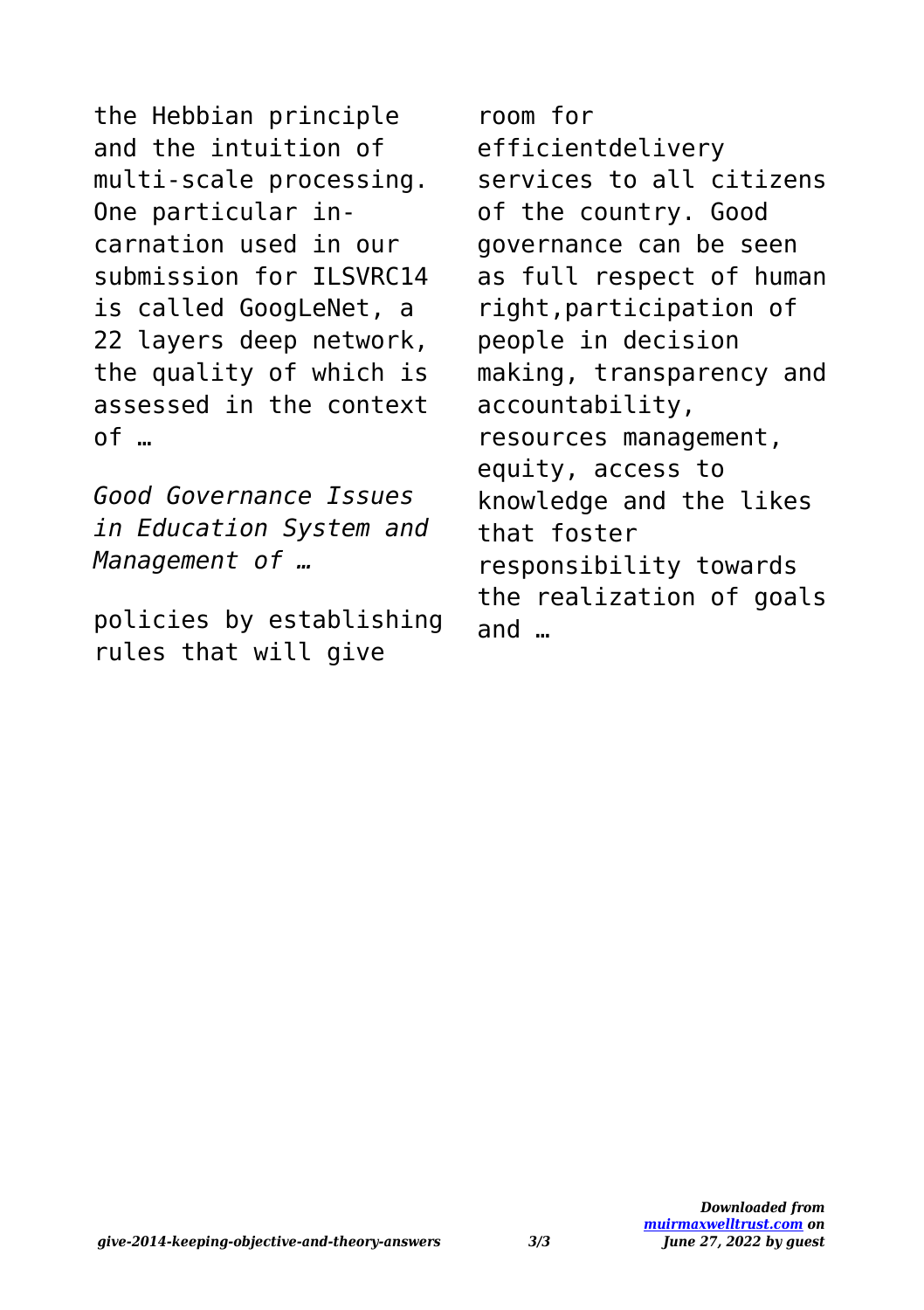the Hebbian principle and the intuition of multi-scale processing. One particular incarnation used in our submission for ILSVRC14 is called GoogLeNet, a 22 layers deep network, the quality of which is assessed in the context of …

*Good Governance Issues in Education System and Management of …*

policies by establishing rules that will give room for efficientdelivery services to all citizens of the country. Good governance can be seen as full respect of human right,participation of people in decision making, transparency and accountability, resources management, equity, access to knowledge and the likes that foster responsibility towards the realization of goals and …